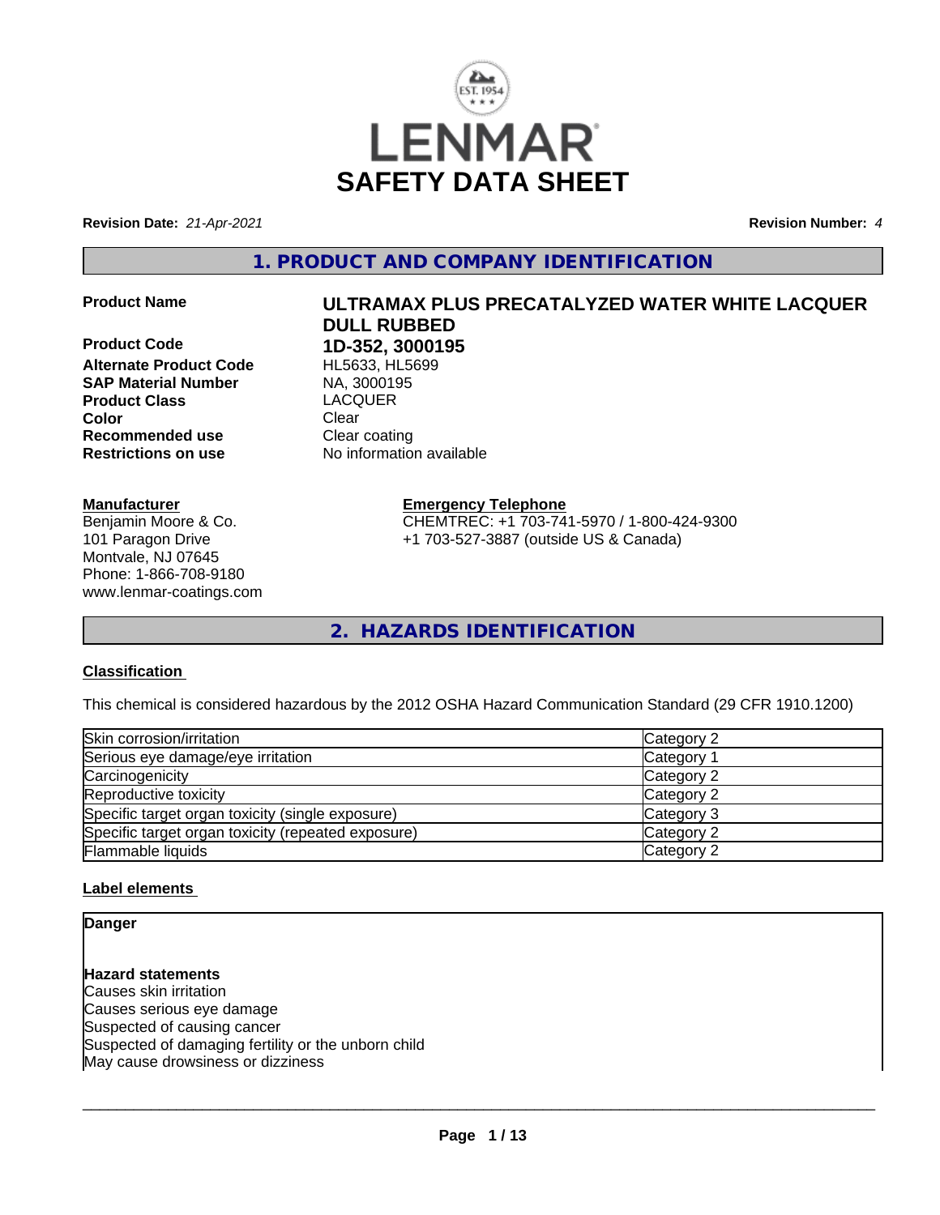# LENMAR
# SAFETY DATA SHEET

**Revision Date:** *21-Apr-2021* **Revision Number:** *4*

## 1. PRODUCT AND COMPANY IDENTIFICATION

| | |
|---|---|
| **Product Name** | **ULTRAMAX PLUS PRECATALYZED WATER WHITE LACQUER DULL RUBBED** |
| **Product Code** | **1D-352, 3000195** |
| **Alternate Product Code** | HL5633, HL5699 |
| **SAP Material Number** | NA, 3000195 |
| **Product Class** | LACQUER |
| **Color** | Clear |
| **Recommended use** | Clear coating |
| **Restrictions on use** | No information available |

**Manufacturer**
Benjamin Moore & Co.
101 Paragon Drive
Montvale, NJ 07645
Phone: 1-866-708-9180
www.lenmar-coatings.com

**Emergency Telephone**
CHEMTREC: +1 703-741-5970 / 1-800-424-9300
+1 703-527-3887 (outside US & Canada)

## 2. HAZARDS IDENTIFICATION

**Classification**

This chemical is considered hazardous by the 2012 OSHA Hazard Communication Standard (29 CFR 1910.1200)

| | |
|---|---|
| Skin corrosion/irritation | Category 2 |
| Serious eye damage/eye irritation | Category 1 |
| Carcinogenicity | Category 2 |
| Reproductive toxicity | Category 2 |
| Specific target organ toxicity (single exposure) | Category 3 |
| Specific target organ toxicity (repeated exposure) | Category 2 |
| Flammable liquids | Category 2 |

**Label elements**

**Danger**

**Hazard statements**
Causes skin irritation
Causes serious eye damage
Suspected of causing cancer
Suspected of damaging fertility or the unborn child
May cause drowsiness or dizziness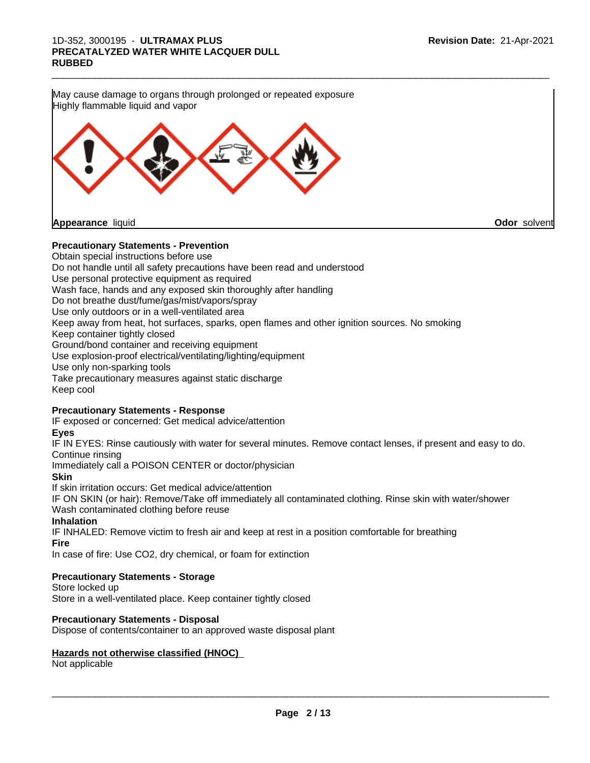May cause damage to organs through prolonged or repeated exposure
Highly flammable liquid and vapor

**Appearance** liquid **Odor** solvent

**Precautionary Statements - Prevention**

Obtain special instructions before use
Do not handle until all safety precautions have been read and understood
Use personal protective equipment as required
Wash face, hands and any exposed skin thoroughly after handling
Do not breathe dust/fume/gas/mist/vapors/spray
Use only outdoors or in a well-ventilated area
Keep away from heat, hot surfaces, sparks, open flames and other ignition sources. No smoking
Keep container tightly closed
Ground/bond container and receiving equipment
Use explosion-proof electrical/ventilating/lighting/equipment
Use only non-sparking tools
Take precautionary measures against static discharge
Keep cool

**Precautionary Statements - Response**

IF exposed or concerned: Get medical advice/attention

**Eyes**

IF IN EYES: Rinse cautiously with water for several minutes. Remove contact lenses, if present and easy to do. Continue rinsing
Immediately call a POISON CENTER or doctor/physician

**Skin**

If skin irritation occurs: Get medical advice/attention
IF ON SKIN (or hair): Remove/Take off immediately all contaminated clothing. Rinse skin with water/shower
Wash contaminated clothing before reuse

**Inhalation**

IF INHALED: Remove victim to fresh air and keep at rest in a position comfortable for breathing

**Fire**

In case of fire: Use CO2, dry chemical, or foam for extinction

**Precautionary Statements - Storage**

Store locked up
Store in a well-ventilated place. Keep container tightly closed

**Precautionary Statements - Disposal**

Dispose of contents/container to an approved waste disposal plant

**Hazards not otherwise classified (HNOC)**

Not applicable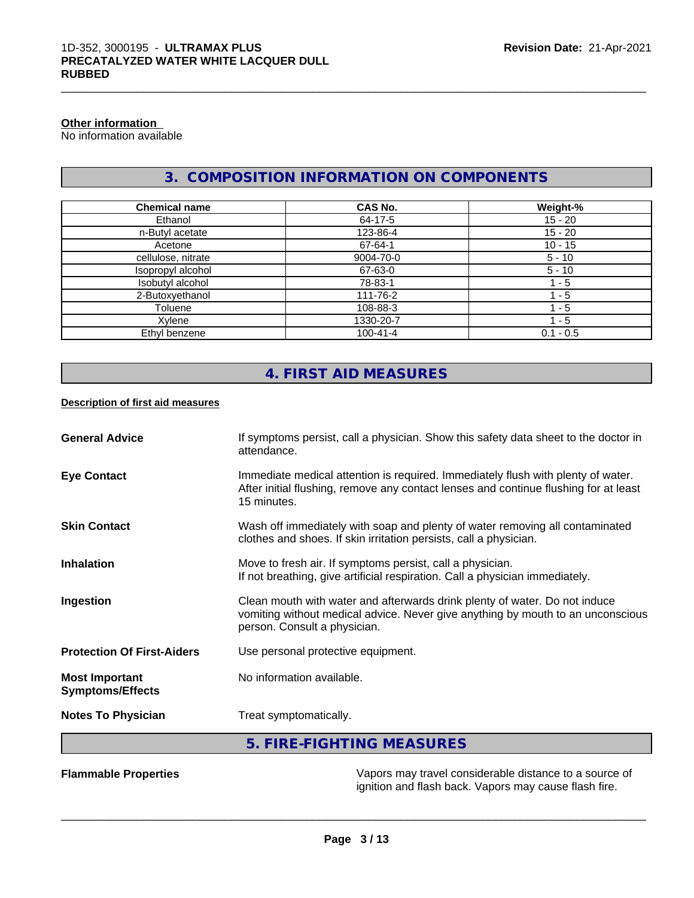**Other information**
No information available

## 3. COMPOSITION INFORMATION ON COMPONENTS

| Chemical name | CAS No. | Weight-% |
|---|---|---|
| Ethanol | 64-17-5 | 15 - 20 |
| n-Butyl acetate | 123-86-4 | 15 - 20 |
| Acetone | 67-64-1 | 10 - 15 |
| cellulose, nitrate | 9004-70-0 | 5 - 10 |
| Isopropyl alcohol | 67-63-0 | 5 - 10 |
| Isobutyl alcohol | 78-83-1 | 1 - 5 |
| 2-Butoxyethanol | 111-76-2 | 1 - 5 |
| Toluene | 108-88-3 | 1 - 5 |
| Xylene | 1330-20-7 | 1 - 5 |
| Ethyl benzene | 100-41-4 | 0.1 - 0.5 |

## 4. FIRST AID MEASURES

**Description of first aid measures**

**General Advice**: If symptoms persist, call a physician. Show this safety data sheet to the doctor in attendance.

**Eye Contact**: Immediate medical attention is required. Immediately flush with plenty of water. After initial flushing, remove any contact lenses and continue flushing for at least 15 minutes.

**Skin Contact**: Wash off immediately with soap and plenty of water removing all contaminated clothes and shoes. If skin irritation persists, call a physician.

**Inhalation**: Move to fresh air. If symptoms persist, call a physician.
If not breathing, give artificial respiration. Call a physician immediately.

**Ingestion**: Clean mouth with water and afterwards drink plenty of water. Do not induce vomiting without medical advice. Never give anything by mouth to an unconscious person. Consult a physician.

**Protection Of First-Aiders**: Use personal protective equipment.

**Most Important Symptoms/Effects**: No information available.

**Notes To Physician**: Treat symptomatically.

## 5. FIRE-FIGHTING MEASURES

**Flammable Properties**: Vapors may travel considerable distance to a source of ignition and flash back. Vapors may cause flash fire.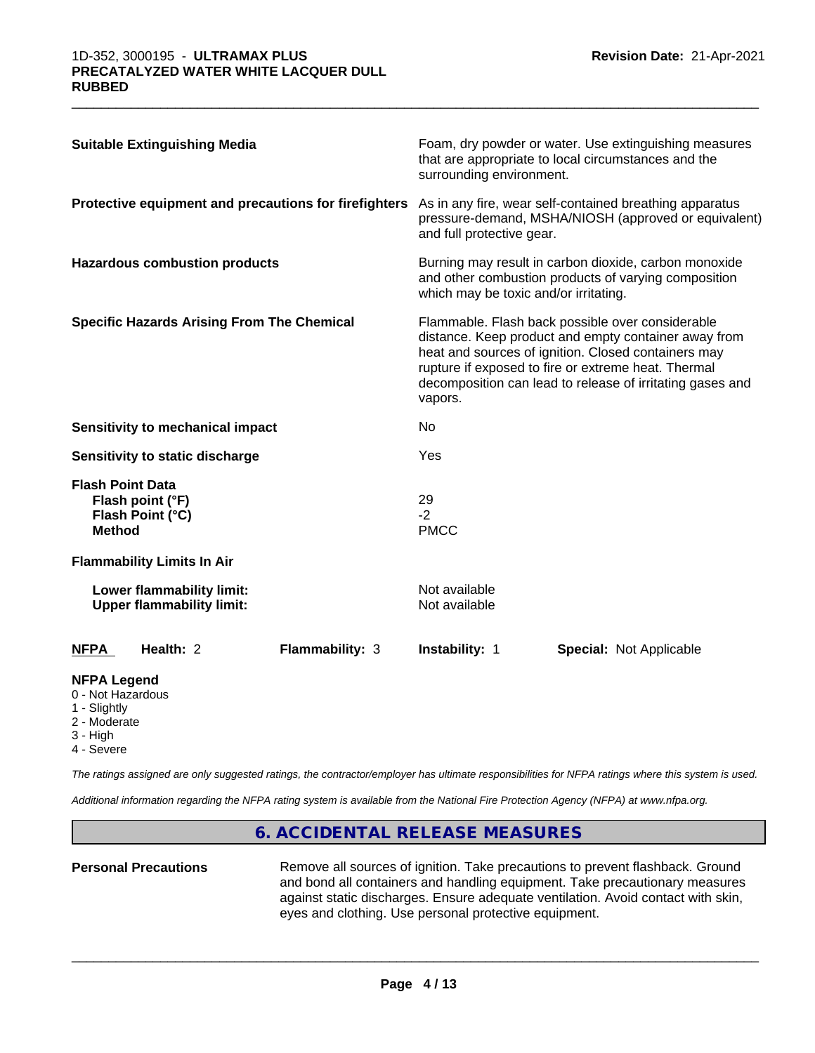**Suitable Extinguishing Media**

Foam, dry powder or water. Use extinguishing measures that are appropriate to local circumstances and the surrounding environment.

**Protective equipment and precautions for firefighters**

As in any fire, wear self-contained breathing apparatus pressure-demand, MSHA/NIOSH (approved or equivalent) and full protective gear.

**Hazardous combustion products**

Burning may result in carbon dioxide, carbon monoxide and other combustion products of varying composition which may be toxic and/or irritating.

**Specific Hazards Arising From The Chemical**

Flammable. Flash back possible over considerable distance. Keep product and empty container away from heat and sources of ignition. Closed containers may rupture if exposed to fire or extreme heat. Thermal decomposition can lead to release of irritating gases and vapors.

**Sensitivity to mechanical impact** No

**Sensitivity to static discharge** Yes

**Flash Point Data**

| | |
|---|---|
| **Flash point (°F)** | 29 |
| **Flash Point (°C)** | -2 |
| **Method** | PMCC |

**Flammability Limits In Air**

| | |
|---|---|
| **Lower flammability limit:** | Not available |
| **Upper flammability limit:** | Not available |

| NFPA | Health: 2 | Flammability: 3 | Instability: 1 | Special: Not Applicable |
|---|---|---|---|---|

**NFPA Legend**
- 0 - Not Hazardous
- 1 - Slightly
- 2 - Moderate
- 3 - High
- 4 - Severe

*The ratings assigned are only suggested ratings, the contractor/employer has ultimate responsibilities for NFPA ratings where this system is used.*

*Additional information regarding the NFPA rating system is available from the National Fire Protection Agency (NFPA) at www.nfpa.org.*

## 6. ACCIDENTAL RELEASE MEASURES

**Personal Precautions**

Remove all sources of ignition. Take precautions to prevent flashback. Ground and bond all containers and handling equipment. Take precautionary measures against static discharges. Ensure adequate ventilation. Avoid contact with skin, eyes and clothing. Use personal protective equipment.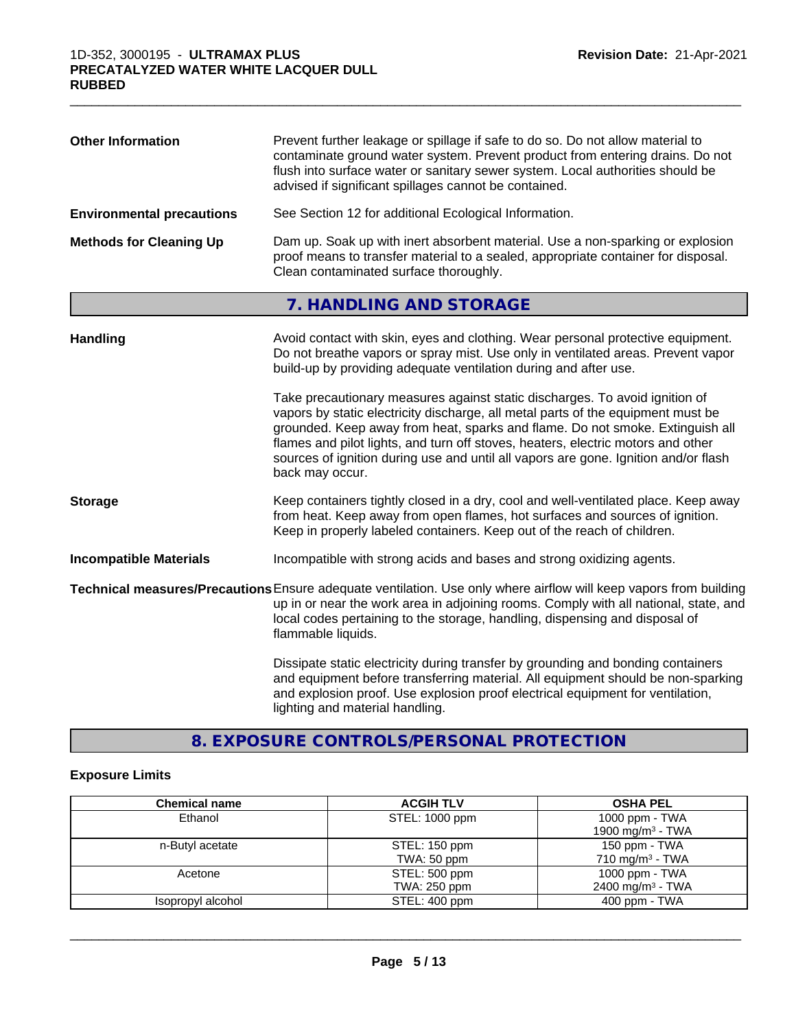| | |
|---|---|
| **Other Information** | Prevent further leakage or spillage if safe to do so. Do not allow material to contaminate ground water system. Prevent product from entering drains. Do not flush into surface water or sanitary sewer system. Local authorities should be advised if significant spillages cannot be contained. |
| **Environmental precautions** | See Section 12 for additional Ecological Information. |
| **Methods for Cleaning Up** | Dam up. Soak up with inert absorbent material. Use a non-sparking or explosion proof means to transfer material to a sealed, appropriate container for disposal. Clean contaminated surface thoroughly. |

## 7. HANDLING AND STORAGE

| | |
|---|---|
| **Handling** | Avoid contact with skin, eyes and clothing. Wear personal protective equipment. Do not breathe vapors or spray mist. Use only in ventilated areas. Prevent vapor build-up by providing adequate ventilation during and after use.<br><br>Take precautionary measures against static discharges. To avoid ignition of vapors by static electricity discharge, all metal parts of the equipment must be grounded. Keep away from heat, sparks and flame. Do not smoke. Extinguish all flames and pilot lights, and turn off stoves, heaters, electric motors and other sources of ignition during use and until all vapors are gone. Ignition and/or flash back may occur. |
| **Storage** | Keep containers tightly closed in a dry, cool and well-ventilated place. Keep away from heat. Keep away from open flames, hot surfaces and sources of ignition. Keep in properly labeled containers. Keep out of the reach of children. |
| **Incompatible Materials** | Incompatible with strong acids and bases and strong oxidizing agents. |
| **Technical measures/Precautions** | Ensure adequate ventilation. Use only where airflow will keep vapors from building up in or near the work area in adjoining rooms. Comply with all national, state, and local codes pertaining to the storage, handling, dispensing and disposal of flammable liquids.<br><br>Dissipate static electricity during transfer by grounding and bonding containers and equipment before transferring material. All equipment should be non-sparking and explosion proof. Use explosion proof electrical equipment for ventilation, lighting and material handling. |

## 8. EXPOSURE CONTROLS/PERSONAL PROTECTION

### Exposure Limits

| Chemical name | ACGIH TLV | OSHA PEL |
|---|---|---|
| Ethanol | STEL: 1000 ppm | 1000 ppm - TWA<br>1900 mg/m³ - TWA |
| n-Butyl acetate | STEL: 150 ppm<br>TWA: 50 ppm | 150 ppm - TWA<br>710 mg/m³ - TWA |
| Acetone | STEL: 500 ppm<br>TWA: 250 ppm | 1000 ppm - TWA<br>2400 mg/m³ - TWA |
| Isopropyl alcohol | STEL: 400 ppm | 400 ppm - TWA |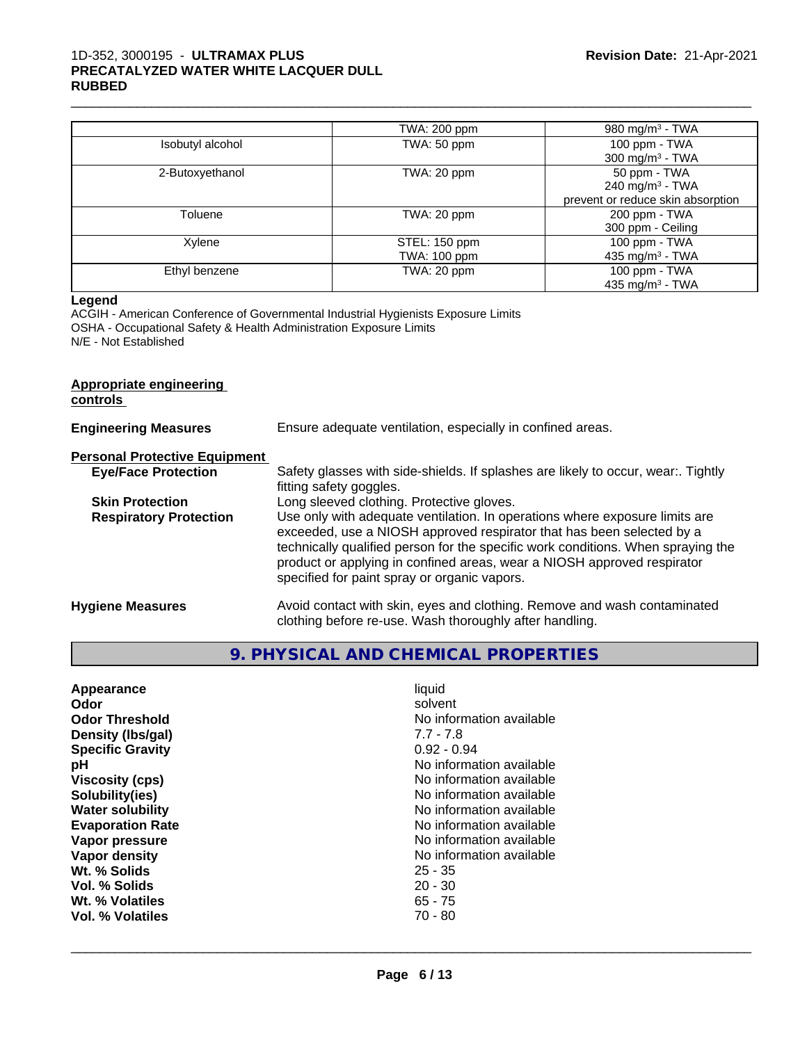| | TWA: 200 ppm | 980 mg/m³ - TWA |
|---|---|---|
| Isobutyl alcohol | TWA: 50 ppm | 100 ppm - TWA<br>300 mg/m³ - TWA |
| 2-Butoxyethanol | TWA: 20 ppm | 50 ppm - TWA<br>240 mg/m³ - TWA<br>prevent or reduce skin absorption |
| Toluene | TWA: 20 ppm | 200 ppm - TWA<br>300 ppm - Ceiling |
| Xylene | STEL: 150 ppm<br>TWA: 100 ppm | 100 ppm - TWA<br>435 mg/m³ - TWA |
| Ethyl benzene | TWA: 20 ppm | 100 ppm - TWA<br>435 mg/m³ - TWA |

**Legend**
ACGIH - American Conference of Governmental Industrial Hygienists Exposure Limits
OSHA - Occupational Safety & Health Administration Exposure Limits
N/E - Not Established

**Appropriate engineering controls**

**Engineering Measures** Ensure adequate ventilation, especially in confined areas.

**Personal Protective Equipment**

**Eye/Face Protection** Safety glasses with side-shields. If splashes are likely to occur, wear:. Tightly fitting safety goggles.

**Skin Protection** Long sleeved clothing. Protective gloves.

**Respiratory Protection** Use only with adequate ventilation. In operations where exposure limits are exceeded, use a NIOSH approved respirator that has been selected by a technically qualified person for the specific work conditions. When spraying the product or applying in confined areas, wear a NIOSH approved respirator specified for paint spray or organic vapors.

**Hygiene Measures** Avoid contact with skin, eyes and clothing. Remove and wash contaminated clothing before re-use. Wash thoroughly after handling.

## 9. PHYSICAL AND CHEMICAL PROPERTIES

| | |
|---|---|
| **Appearance** | liquid |
| **Odor** | solvent |
| **Odor Threshold** | No information available |
| **Density (lbs/gal)** | 7.7 - 7.8 |
| **Specific Gravity** | 0.92 - 0.94 |
| **pH** | No information available |
| **Viscosity (cps)** | No information available |
| **Solubility(ies)** | No information available |
| **Water solubility** | No information available |
| **Evaporation Rate** | No information available |
| **Vapor pressure** | No information available |
| **Vapor density** | No information available |
| **Wt. % Solids** | 25 - 35 |
| **Vol. % Solids** | 20 - 30 |
| **Wt. % Volatiles** | 65 - 75 |
| **Vol. % Volatiles** | 70 - 80 |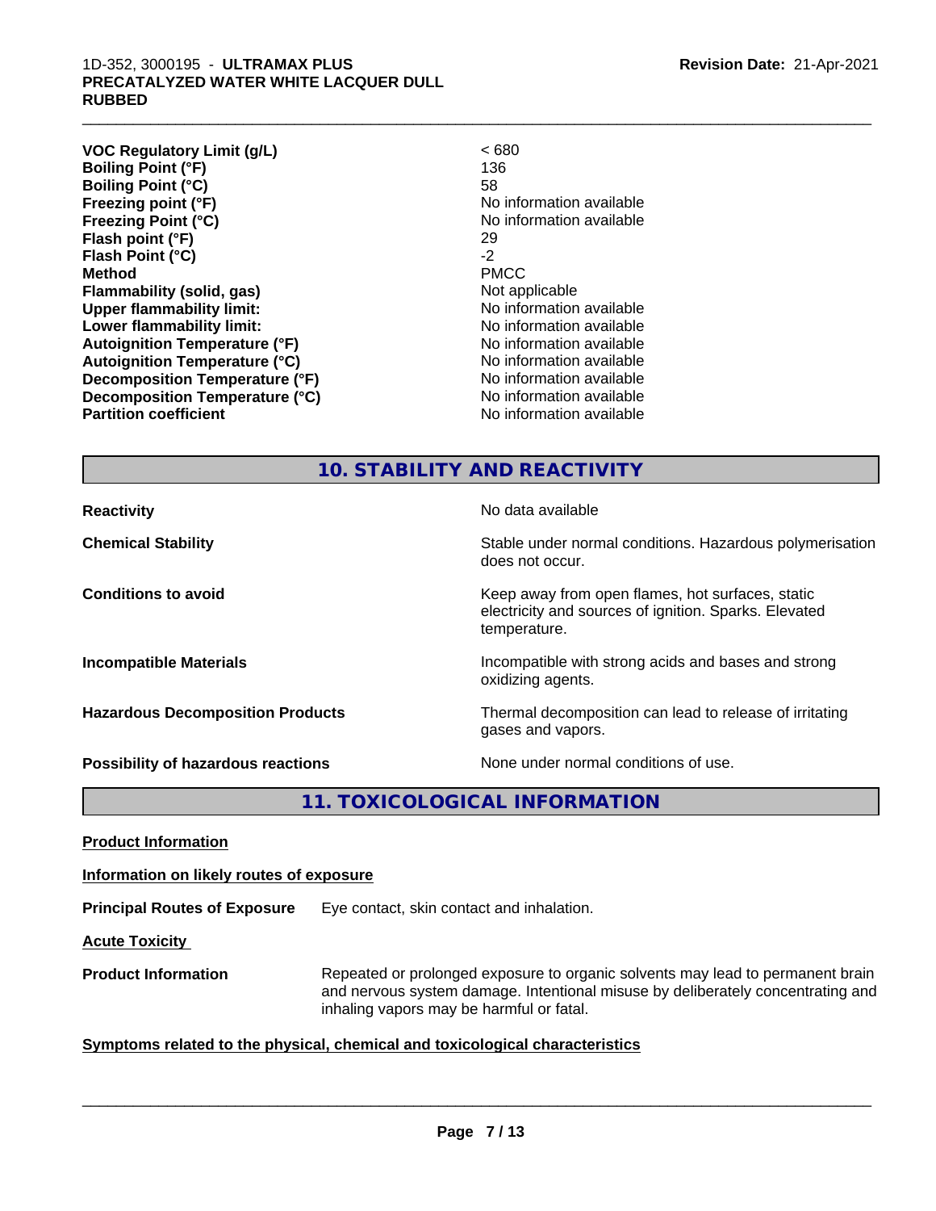| | |
|---|---|
| **VOC Regulatory Limit (g/L)** | < 680 |
| **Boiling Point (°F)** | 136 |
| **Boiling Point (°C)** | 58 |
| **Freezing point (°F)** | No information available |
| **Freezing Point (°C)** | No information available |
| **Flash point (°F)** | 29 |
| **Flash Point (°C)** | -2 |
| **Method** | PMCC |
| **Flammability (solid, gas)** | Not applicable |
| **Upper flammability limit:** | No information available |
| **Lower flammability limit:** | No information available |
| **Autoignition Temperature (°F)** | No information available |
| **Autoignition Temperature (°C)** | No information available |
| **Decomposition Temperature (°F)** | No information available |
| **Decomposition Temperature (°C)** | No information available |
| **Partition coefficient** | No information available |

## 10. STABILITY AND REACTIVITY

| | |
|---|---|
| **Reactivity** | No data available |
| **Chemical Stability** | Stable under normal conditions. Hazardous polymerisation does not occur. |
| **Conditions to avoid** | Keep away from open flames, hot surfaces, static electricity and sources of ignition. Sparks. Elevated temperature. |
| **Incompatible Materials** | Incompatible with strong acids and bases and strong oxidizing agents. |
| **Hazardous Decomposition Products** | Thermal decomposition can lead to release of irritating gases and vapors. |
| **Possibility of hazardous reactions** | None under normal conditions of use. |

## 11. TOXICOLOGICAL INFORMATION

**Product Information**

**Information on likely routes of exposure**

**Principal Routes of Exposure** Eye contact, skin contact and inhalation.

**Acute Toxicity**

**Product Information** Repeated or prolonged exposure to organic solvents may lead to permanent brain and nervous system damage. Intentional misuse by deliberately concentrating and inhaling vapors may be harmful or fatal.

**Symptoms related to the physical, chemical and toxicological characteristics**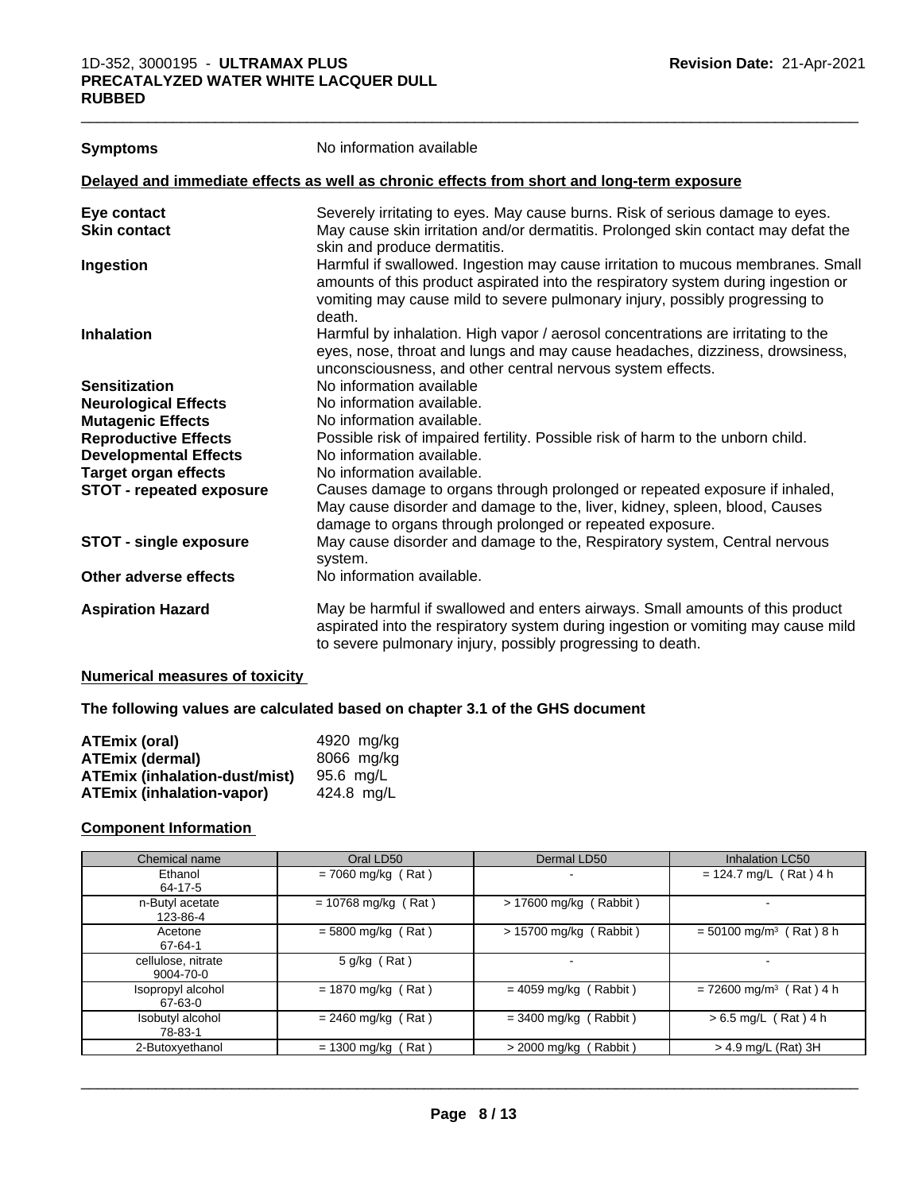| | |
|---|---|
| **Symptoms** | No information available |

**Delayed and immediate effects as well as chronic effects from short and long-term exposure**

| | |
|---|---|
| **Eye contact** | Severely irritating to eyes. May cause burns. Risk of serious damage to eyes. |
| **Skin contact** | May cause skin irritation and/or dermatitis. Prolonged skin contact may defat the skin and produce dermatitis. |
| **Ingestion** | Harmful if swallowed. Ingestion may cause irritation to mucous membranes. Small amounts of this product aspirated into the respiratory system during ingestion or vomiting may cause mild to severe pulmonary injury, possibly progressing to death. |
| **Inhalation** | Harmful by inhalation. High vapor / aerosol concentrations are irritating to the eyes, nose, throat and lungs and may cause headaches, dizziness, drowsiness, unconsciousness, and other central nervous system effects. |
| **Sensitization** | No information available |
| **Neurological Effects** | No information available. |
| **Mutagenic Effects** | No information available. |
| **Reproductive Effects** | Possible risk of impaired fertility. Possible risk of harm to the unborn child. |
| **Developmental Effects** | No information available. |
| **Target organ effects** | No information available. |
| **STOT - repeated exposure** | Causes damage to organs through prolonged or repeated exposure if inhaled, May cause disorder and damage to the, liver, kidney, spleen, blood, Causes damage to organs through prolonged or repeated exposure. |
| **STOT - single exposure** | May cause disorder and damage to the, Respiratory system, Central nervous system. |
| **Other adverse effects** | No information available. |
| **Aspiration Hazard** | May be harmful if swallowed and enters airways. Small amounts of this product aspirated into the respiratory system during ingestion or vomiting may cause mild to severe pulmonary injury, possibly progressing to death. |

**Numerical measures of toxicity**

**The following values are calculated based on chapter 3.1 of the GHS document**

| | |
|---|---|
| **ATEmix (oral)** | 4920 mg/kg |
| **ATEmix (dermal)** | 8066 mg/kg |
| **ATEmix (inhalation-dust/mist)** | 95.6 mg/L |
| **ATEmix (inhalation-vapor)** | 424.8 mg/L |

**Component Information**

| Chemical name | Oral LD50 | Dermal LD50 | Inhalation LC50 |
|---|---|---|---|
| Ethanol<br>64-17-5 | = 7060 mg/kg ( Rat ) | - | = 124.7 mg/L ( Rat ) 4 h |
| n-Butyl acetate<br>123-86-4 | = 10768 mg/kg ( Rat ) | > 17600 mg/kg ( Rabbit ) | - |
| Acetone<br>67-64-1 | = 5800 mg/kg ( Rat ) | > 15700 mg/kg ( Rabbit ) | = 50100 mg/m³ ( Rat ) 8 h |
| cellulose, nitrate<br>9004-70-0 | 5 g/kg ( Rat ) | - | - |
| Isopropyl alcohol<br>67-63-0 | = 1870 mg/kg ( Rat ) | = 4059 mg/kg ( Rabbit ) | = 72600 mg/m³ ( Rat ) 4 h |
| Isobutyl alcohol<br>78-83-1 | = 2460 mg/kg ( Rat ) | = 3400 mg/kg ( Rabbit ) | > 6.5 mg/L ( Rat ) 4 h |
| 2-Butoxyethanol | = 1300 mg/kg ( Rat ) | > 2000 mg/kg ( Rabbit ) | > 4.9 mg/L (Rat) 3H |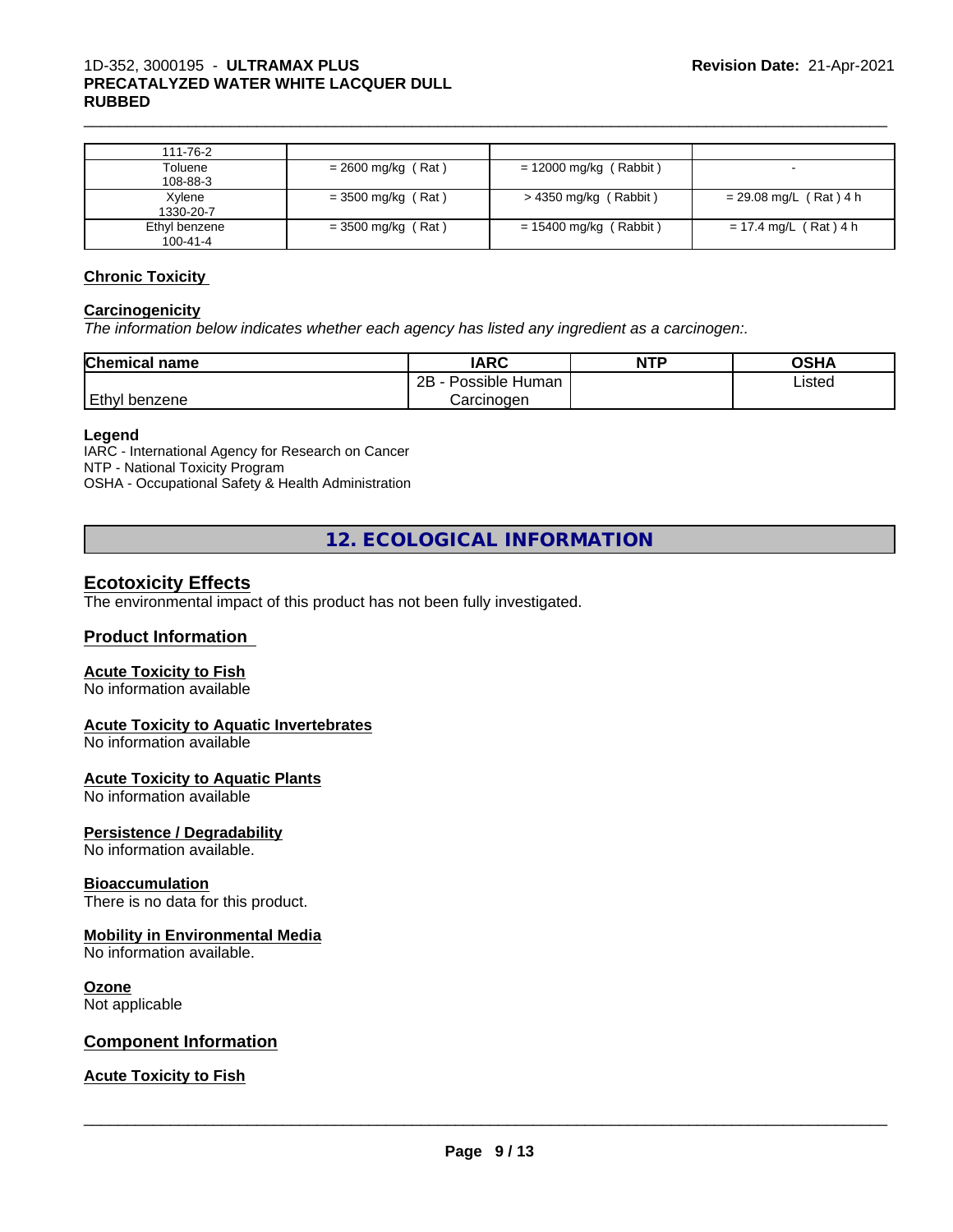| 111-76-2 | | | |
|---|---|---|---|
| Toluene<br>108-88-3 | = 2600 mg/kg ( Rat ) | = 12000 mg/kg ( Rabbit ) | - |
| Xylene<br>1330-20-7 | = 3500 mg/kg ( Rat ) | > 4350 mg/kg ( Rabbit ) | = 29.08 mg/L ( Rat ) 4 h |
| Ethyl benzene<br>100-41-4 | = 3500 mg/kg ( Rat ) | = 15400 mg/kg ( Rabbit ) | = 17.4 mg/L ( Rat ) 4 h |

**Chronic Toxicity**

**Carcinogenicity**

*The information below indicates whether each agency has listed any ingredient as a carcinogen:.*

| Chemical name | IARC | NTP | OSHA |
|---|---|---|---|
| Ethyl benzene | 2B - Possible Human Carcinogen | | Listed |

**Legend**

IARC - International Agency for Research on Cancer
NTP - National Toxicity Program
OSHA - Occupational Safety & Health Administration

## 12. ECOLOGICAL INFORMATION

### Ecotoxicity Effects

The environmental impact of this product has not been fully investigated.

### Product Information

**Acute Toxicity to Fish**

No information available

**Acute Toxicity to Aquatic Invertebrates**

No information available

**Acute Toxicity to Aquatic Plants**

No information available

**Persistence / Degradability**

No information available.

**Bioaccumulation**

There is no data for this product.

**Mobility in Environmental Media**

No information available.

**Ozone**

Not applicable

### Component Information

**Acute Toxicity to Fish**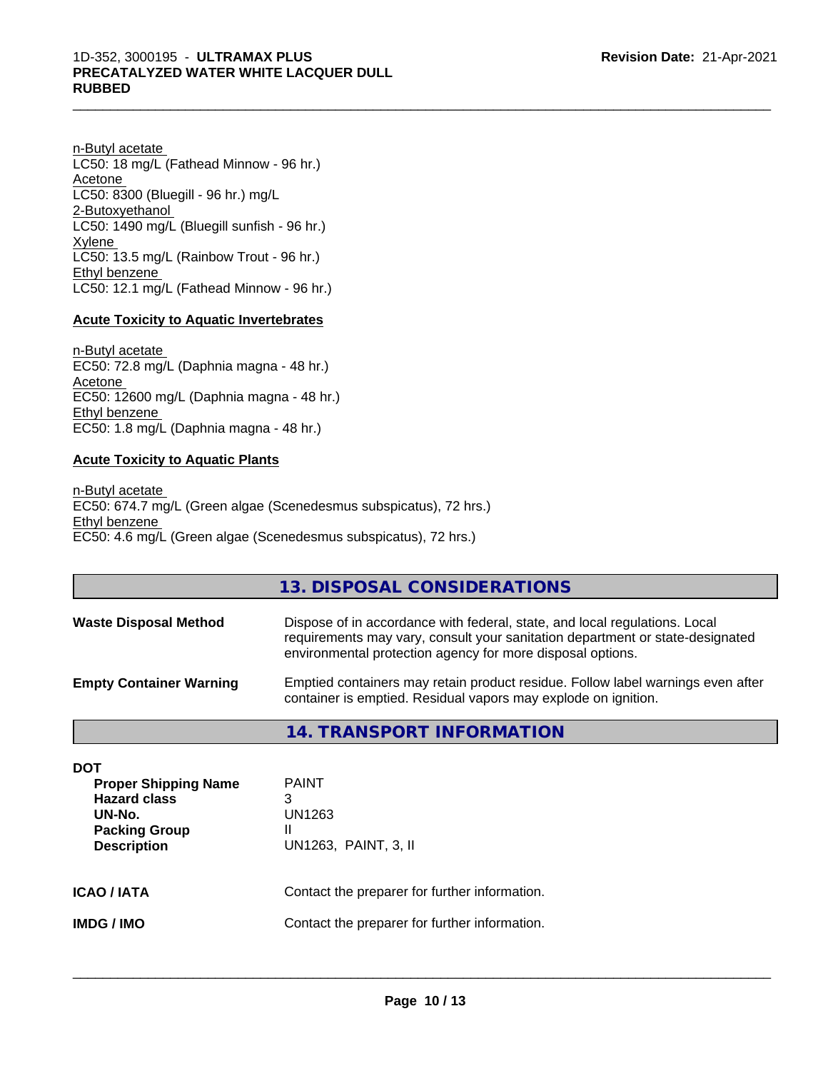n-Butyl acetate
LC50: 18 mg/L (Fathead Minnow - 96 hr.)
Acetone
LC50: 8300 (Bluegill - 96 hr.) mg/L
2-Butoxyethanol
LC50: 1490 mg/L (Bluegill sunfish - 96 hr.)
Xylene
LC50: 13.5 mg/L (Rainbow Trout - 96 hr.)
Ethyl benzene
LC50: 12.1 mg/L (Fathead Minnow - 96 hr.)

**Acute Toxicity to Aquatic Invertebrates**

n-Butyl acetate
EC50: 72.8 mg/L (Daphnia magna - 48 hr.)
Acetone
EC50: 12600 mg/L (Daphnia magna - 48 hr.)
Ethyl benzene
EC50: 1.8 mg/L (Daphnia magna - 48 hr.)

**Acute Toxicity to Aquatic Plants**

n-Butyl acetate
EC50: 674.7 mg/L (Green algae (Scenedesmus subspicatus), 72 hrs.)
Ethyl benzene
EC50: 4.6 mg/L (Green algae (Scenedesmus subspicatus), 72 hrs.)

## 13. DISPOSAL CONSIDERATIONS

**Waste Disposal Method** Dispose of in accordance with federal, state, and local regulations. Local requirements may vary, consult your sanitation department or state-designated environmental protection agency for more disposal options.

**Empty Container Warning** Emptied containers may retain product residue. Follow label warnings even after container is emptied. Residual vapors may explode on ignition.

## 14. TRANSPORT INFORMATION

**DOT**

| | |
|---|---|
| **Proper Shipping Name** | PAINT |
| **Hazard class** | 3 |
| **UN-No.** | UN1263 |
| **Packing Group** | II |
| **Description** | UN1263, PAINT, 3, II |

**ICAO / IATA** Contact the preparer for further information.

**IMDG / IMO** Contact the preparer for further information.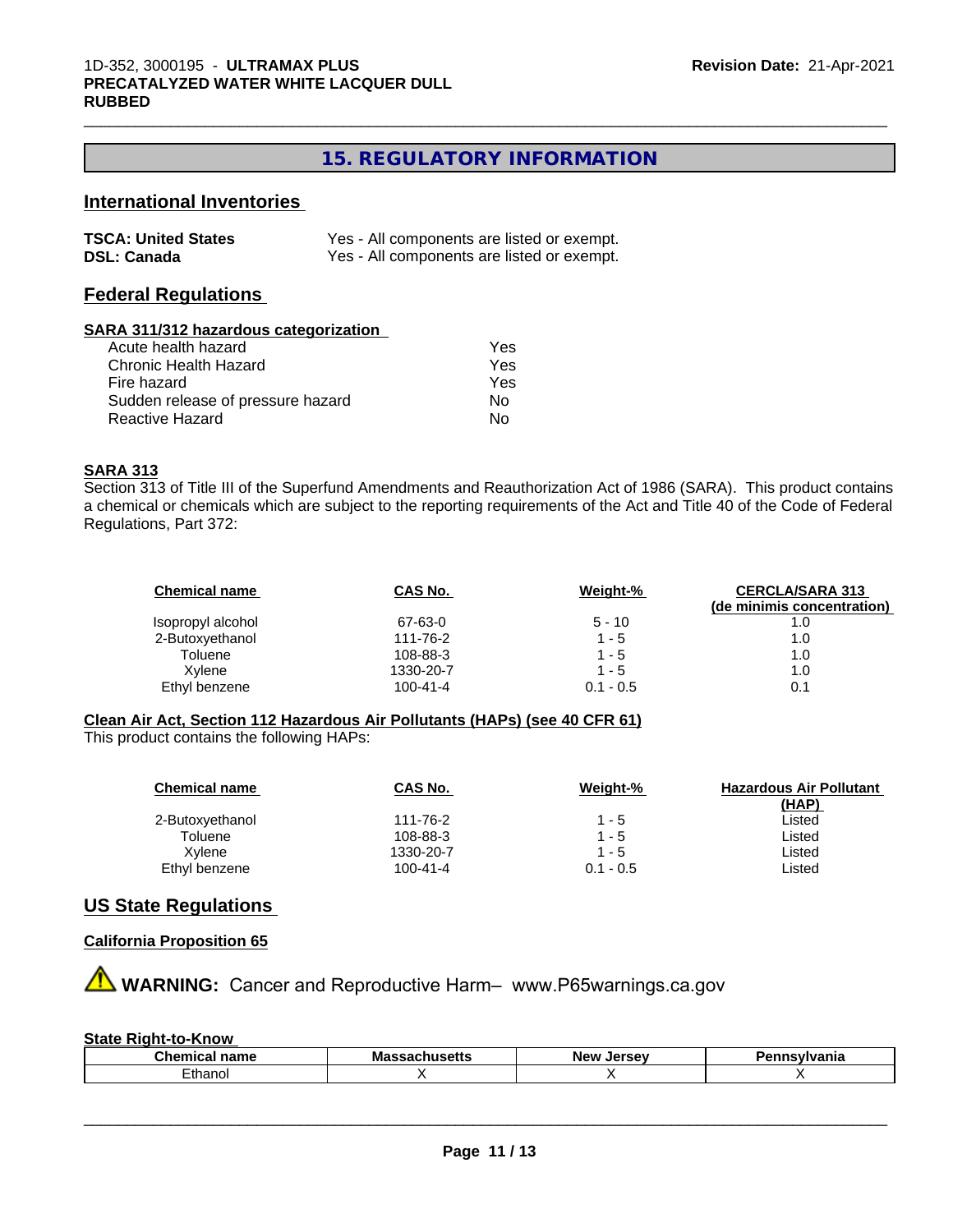# 15. REGULATORY INFORMATION

## International Inventories

| | |
|---|---|
| **TSCA: United States** | Yes - All components are listed or exempt. |
| **DSL: Canada** | Yes - All components are listed or exempt. |

## Federal Regulations

### SARA 311/312 hazardous categorization

| | |
|---|---|
| Acute health hazard | Yes |
| Chronic Health Hazard | Yes |
| Fire hazard | Yes |
| Sudden release of pressure hazard | No |
| Reactive Hazard | No |

### SARA 313

Section 313 of Title III of the Superfund Amendments and Reauthorization Act of 1986 (SARA). This product contains a chemical or chemicals which are subject to the reporting requirements of the Act and Title 40 of the Code of Federal Regulations, Part 372:

| Chemical name | CAS No. | Weight-% | CERCLA/SARA 313 (de minimis concentration) |
|---|---|---|---|
| Isopropyl alcohol | 67-63-0 | 5 - 10 | 1.0 |
| 2-Butoxyethanol | 111-76-2 | 1 - 5 | 1.0 |
| Toluene | 108-88-3 | 1 - 5 | 1.0 |
| Xylene | 1330-20-7 | 1 - 5 | 1.0 |
| Ethyl benzene | 100-41-4 | 0.1 - 0.5 | 0.1 |

### Clean Air Act, Section 112 Hazardous Air Pollutants (HAPs) (see 40 CFR 61)

This product contains the following HAPs:

| Chemical name | CAS No. | Weight-% | Hazardous Air Pollutant (HAP) |
|---|---|---|---|
| 2-Butoxyethanol | 111-76-2 | 1 - 5 | Listed |
| Toluene | 108-88-3 | 1 - 5 | Listed |
| Xylene | 1330-20-7 | 1 - 5 | Listed |
| Ethyl benzene | 100-41-4 | 0.1 - 0.5 | Listed |

## US State Regulations

### California Proposition 65

⚠ **WARNING:** Cancer and Reproductive Harm– www.P65warnings.ca.gov

### State Right-to-Know

| Chemical name | Massachusetts | New Jersey | Pennsylvania |
|---|---|---|---|
| Ethanol | X | X | X |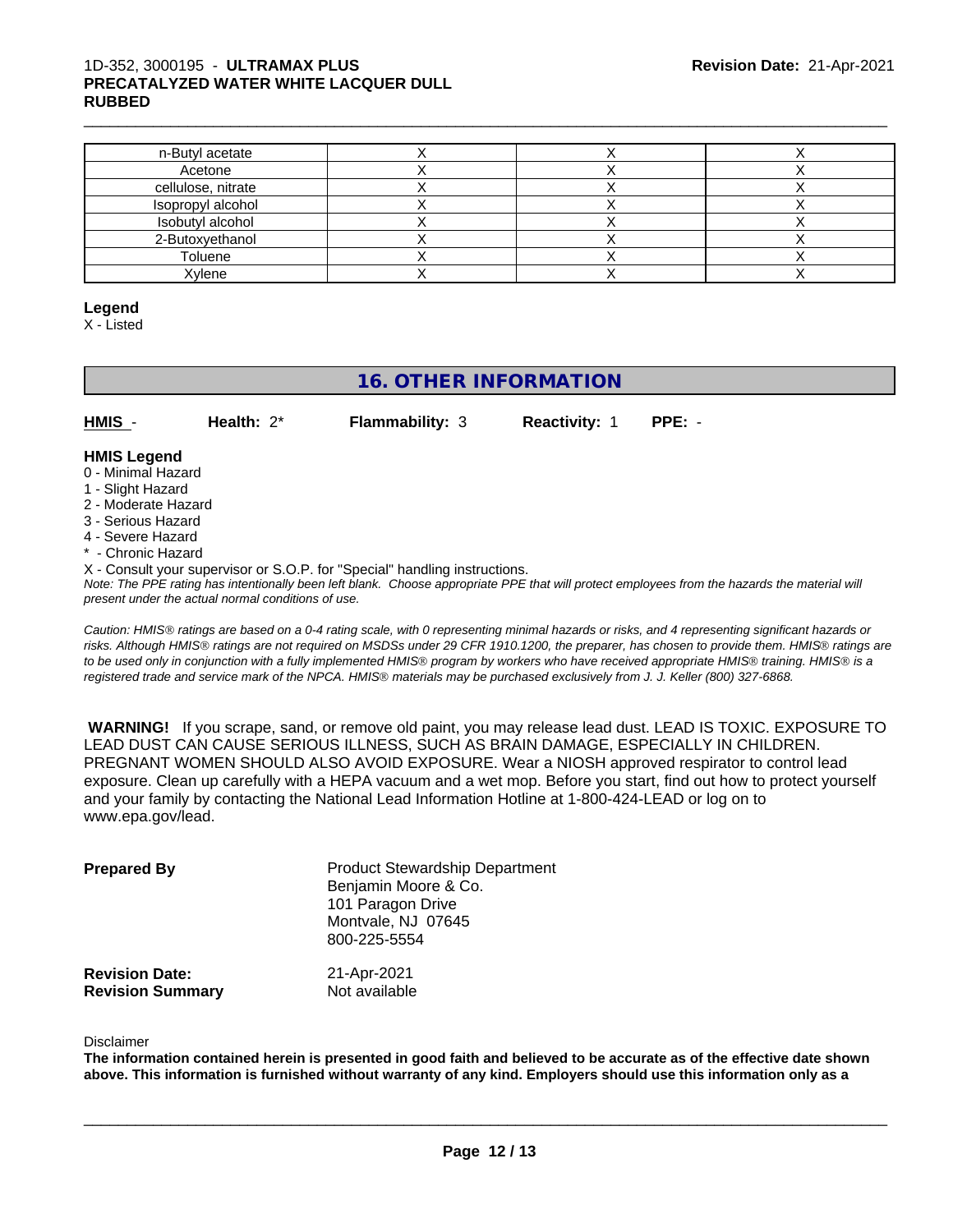| n-Butyl acetate | X | X | X |
|---|---|---|---|
| Acetone | X | X | X |
| cellulose, nitrate | X | X | X |
| Isopropyl alcohol | X | X | X |
| Isobutyl alcohol | X | X | X |
| 2-Butoxyethanol | X | X | X |
| Toluene | X | X | X |
| Xylene | X | X | X |

**Legend**

X - Listed

## 16. OTHER INFORMATION

**HMIS** - **Health:** 2* **Flammability:** 3 **Reactivity:** 1 **PPE:** -

**HMIS Legend**

0 - Minimal Hazard
1 - Slight Hazard
2 - Moderate Hazard
3 - Serious Hazard
4 - Severe Hazard
* - Chronic Hazard
X - Consult your supervisor or S.O.P. for "Special" handling instructions.

*Note: The PPE rating has intentionally been left blank. Choose appropriate PPE that will protect employees from the hazards the material will present under the actual normal conditions of use.*

*Caution: HMIS® ratings are based on a 0-4 rating scale, with 0 representing minimal hazards or risks, and 4 representing significant hazards or risks. Although HMIS® ratings are not required on MSDSs under 29 CFR 1910.1200, the preparer, has chosen to provide them. HMIS® ratings are to be used only in conjunction with a fully implemented HMIS® program by workers who have received appropriate HMIS® training. HMIS® is a registered trade and service mark of the NPCA. HMIS® materials may be purchased exclusively from J. J. Keller (800) 327-6868.*

**WARNING!** If you scrape, sand, or remove old paint, you may release lead dust. LEAD IS TOXIC. EXPOSURE TO LEAD DUST CAN CAUSE SERIOUS ILLNESS, SUCH AS BRAIN DAMAGE, ESPECIALLY IN CHILDREN. PREGNANT WOMEN SHOULD ALSO AVOID EXPOSURE. Wear a NIOSH approved respirator to control lead exposure. Clean up carefully with a HEPA vacuum and a wet mop. Before you start, find out how to protect yourself and your family by contacting the National Lead Information Hotline at 1-800-424-LEAD or log on to www.epa.gov/lead.

**Prepared By**
Product Stewardship Department
Benjamin Moore & Co.
101 Paragon Drive
Montvale, NJ 07645
800-225-5554

**Revision Date:** 21-Apr-2021
**Revision Summary** Not available

Disclaimer

**The information contained herein is presented in good faith and believed to be accurate as of the effective date shown above. This information is furnished without warranty of any kind. Employers should use this information only as a**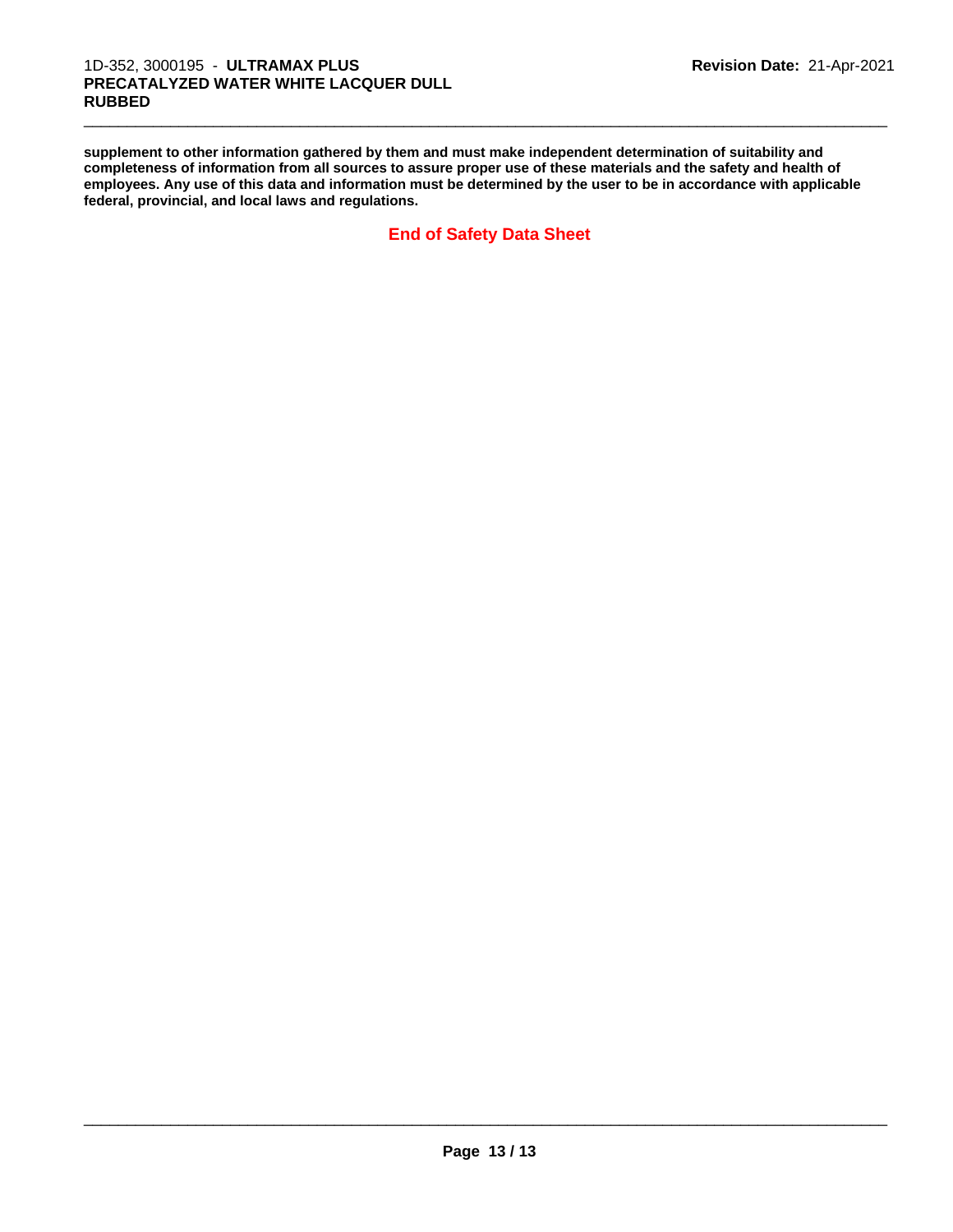**supplement to other information gathered by them and must make independent determination of suitability and completeness of information from all sources to assure proper use of these materials and the safety and health of employees. Any use of this data and information must be determined by the user to be in accordance with applicable federal, provincial, and local laws and regulations.**

**End of Safety Data Sheet**